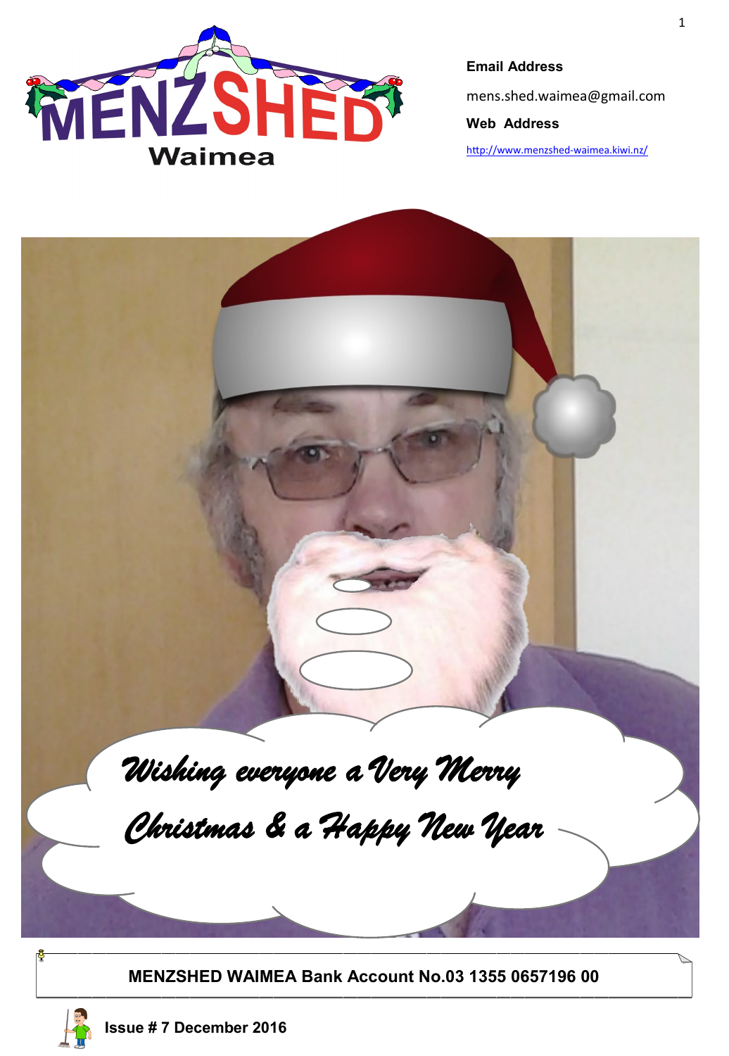# MENZSHED Waimea

**Email Address**

mens.shed.waimea@gmail.com

**Web Address**

http://www.menzshed-waimea.kiwi.nz/

*Wishing everyone a Very Merry Christmas & a Happy New Year*

**MENZSHED WAIMEA Bank Account No.03 1355 0657196 00**

**Issue # 7 December 2016**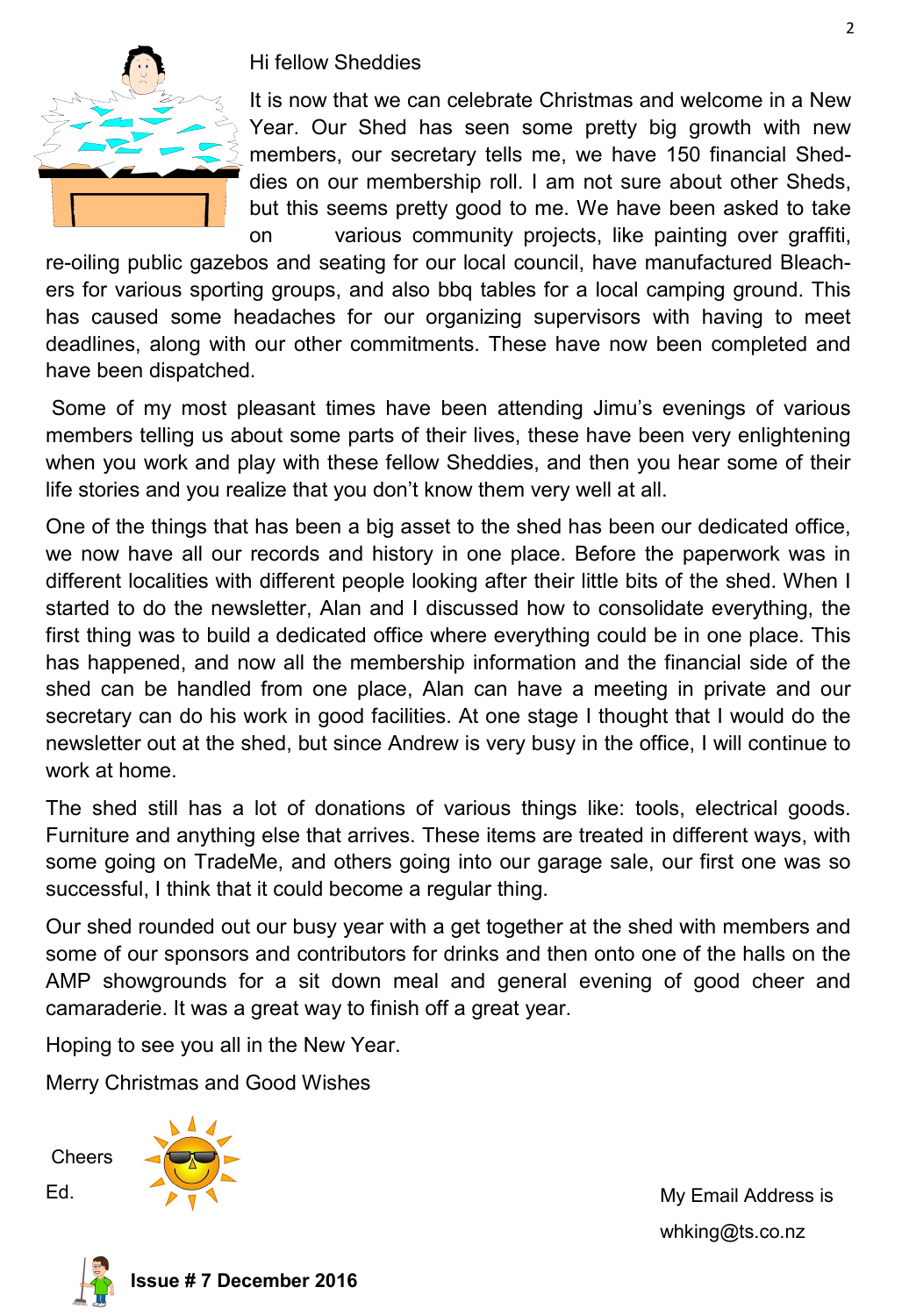Hi fellow Sheddies

It is now that we can celebrate Christmas and welcome in a New Year. Our Shed has seen some pretty big growth with new members, our secretary tells me, we have 150 financial Sheddies on our membership roll. I am not sure about other Sheds, but this seems pretty good to me. We have been asked to take on various community projects, like painting over graffiti, re-oiling public gazebos and seating for our local council, have manufactured Bleachers for various sporting groups, and also bbq tables for a local camping ground. This has caused some headaches for our organizing supervisors with having to meet deadlines, along with our other commitments. These have now been completed and have been dispatched.

Some of my most pleasant times have been attending Jimu's evenings of various members telling us about some parts of their lives, these have been very enlightening when you work and play with these fellow Sheddies, and then you hear some of their life stories and you realize that you don't know them very well at all.

One of the things that has been a big asset to the shed has been our dedicated office, we now have all our records and history in one place. Before the paperwork was in different localities with different people looking after their little bits of the shed. When I started to do the newsletter, Alan and I discussed how to consolidate everything, the first thing was to build a dedicated office where everything could be in one place. This has happened, and now all the membership information and the financial side of the shed can be handled from one place, Alan can have a meeting in private and our secretary can do his work in good facilities. At one stage I thought that I would do the newsletter out at the shed, but since Andrew is very busy in the office, I will continue to work at home.

The shed still has a lot of donations of various things like: tools, electrical goods. Furniture and anything else that arrives. These items are treated in different ways, with some going on TradeMe, and others going into our garage sale, our first one was so successful, I think that it could become a regular thing.

Our shed rounded out our busy year with a get together at the shed with members and some of our sponsors and contributors for drinks and then onto one of the halls on the AMP showgrounds for a sit down meal and general evening of good cheer and camaraderie. It was a great way to finish off a great year.

Hoping to see you all in the New Year.

Merry Christmas and Good Wishes

Cheers

Ed.

My Email Address is

whking@ts.co.nz

**Issue # 7 December 2016**